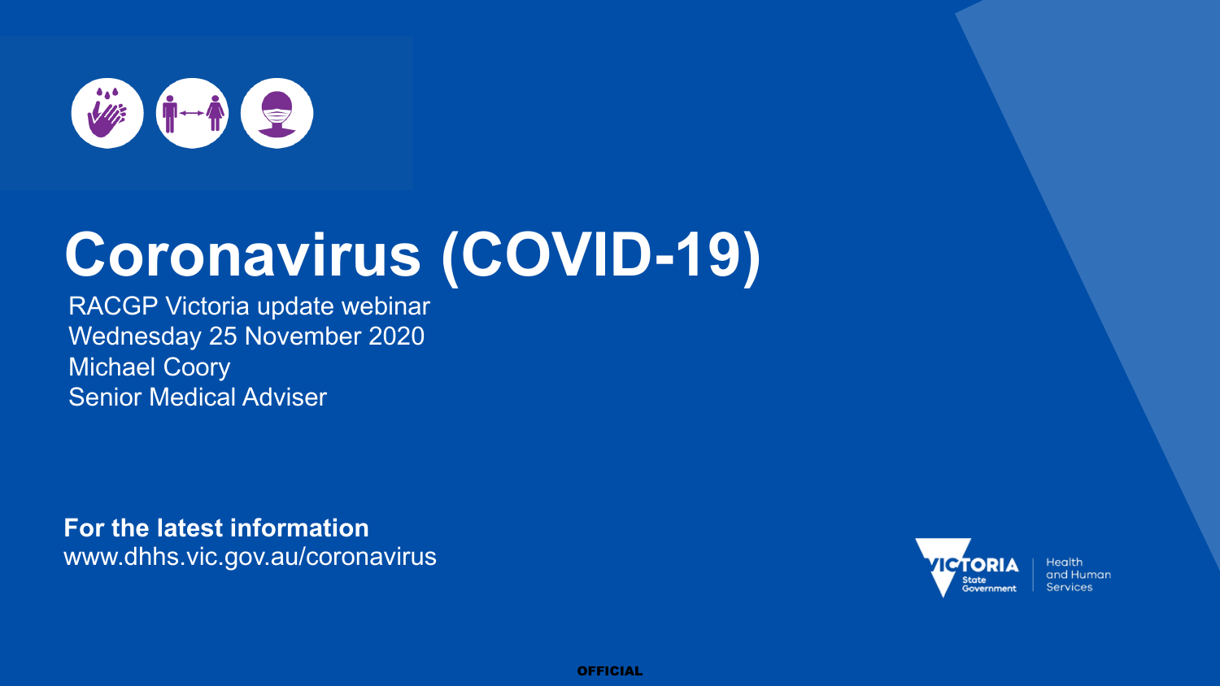# Coronavirus (COVID-19)

RACGP Victoria update webinar
Wednesday 25 November 2020
Michael Coory
Senior Medical Adviser

**For the latest information**
www.dhhs.vic.gov.au/coronavirus

VICTORIA State Government | Health and Human Services

OFFICIAL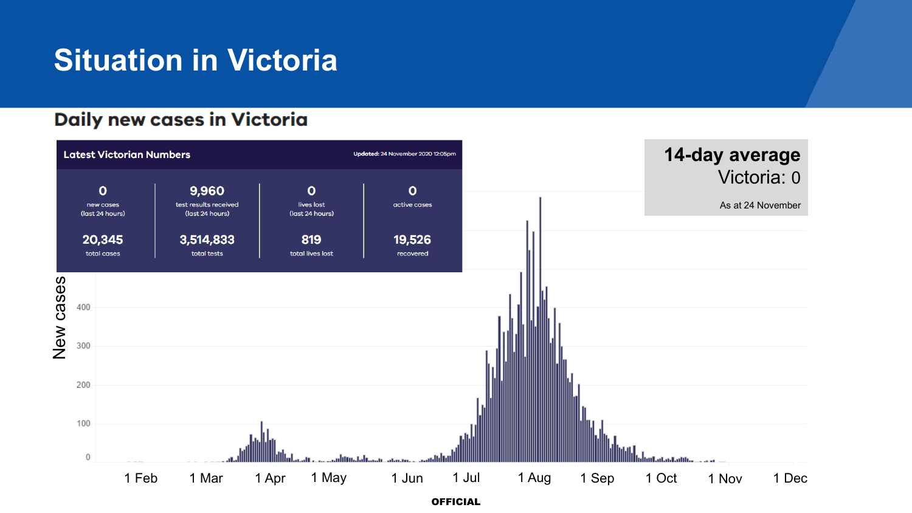# Situation in Victoria

## Daily new cases in Victoria

**Latest Victorian Numbers**

Updated: 24 November 2020 12:05pm

| 0 | 9,960 | 0 | 0 |
|---|---|---|---|
| new cases (last 24 hours) | test results received (last 24 hours) | lives lost (last 24 hours) | active cases |
| **20,345** | **3,514,833** | **819** | **19,526** |
| total cases | total tests | total lives lost | recovered |

**14-day average**
Victoria: 0

As at 24 November

New cases

400
300
200
100
0

1 Feb | 1 Mar | 1 Apr | 1 May | 1 Jun | 1 Jul | 1 Aug | 1 Sep | 1 Oct | 1 Nov | 1 Dec

**OFFICIAL**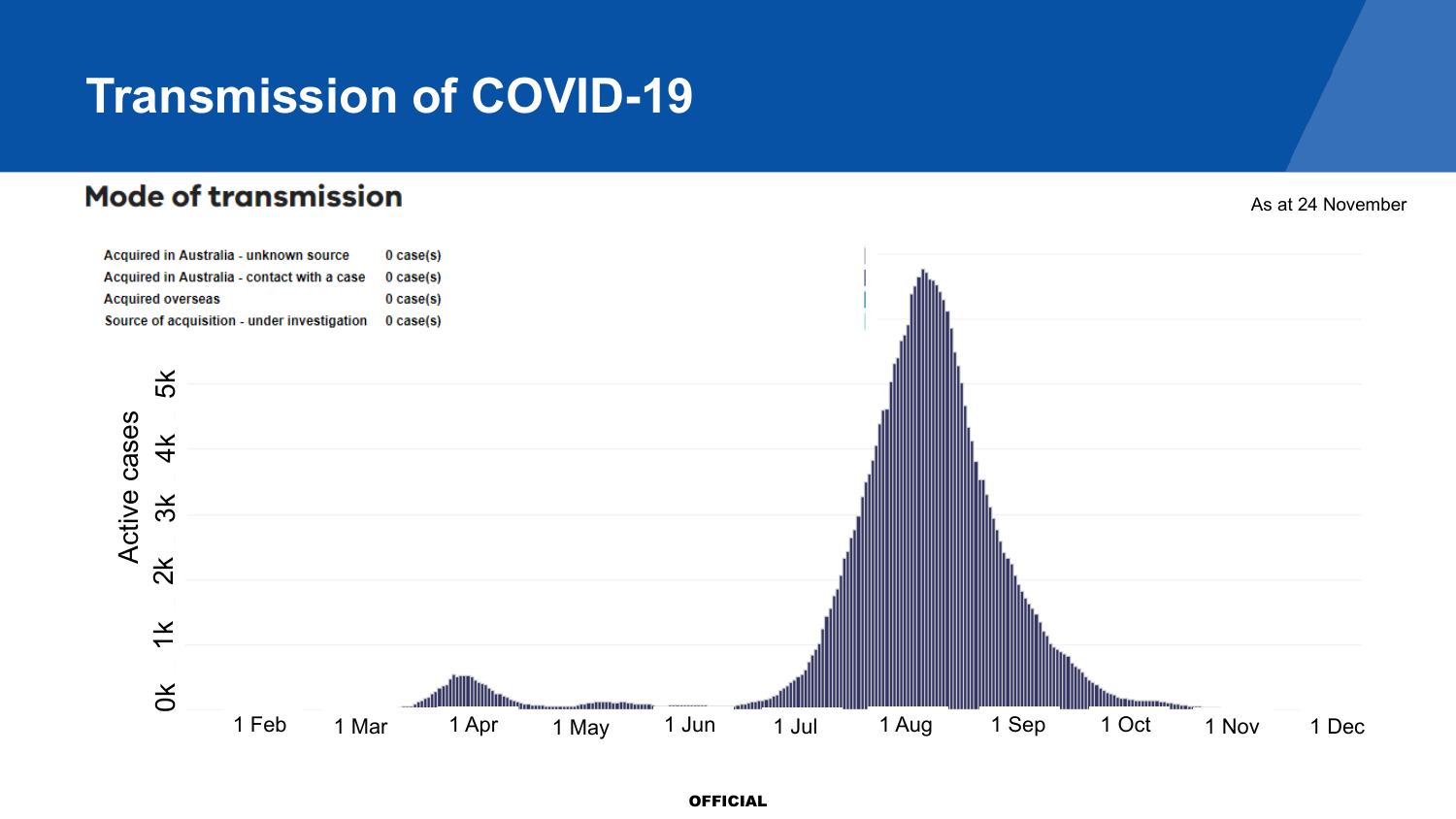# Transmission of COVID-19

## Mode of transmission

As at 24 November

| | |
|---|---|
| Acquired in Australia - unknown source | 0 case(s) |
| Acquired in Australia - contact with a case | 0 case(s) |
| Acquired overseas | 0 case(s) |
| Source of acquisition - under investigation | 0 case(s) |

Active cases

0k 1k 2k 3k 4k 5k

1 Feb 1 Mar 1 Apr 1 May 1 Jun 1 Jul 1 Aug 1 Sep 1 Oct 1 Nov 1 Dec

OFFICIAL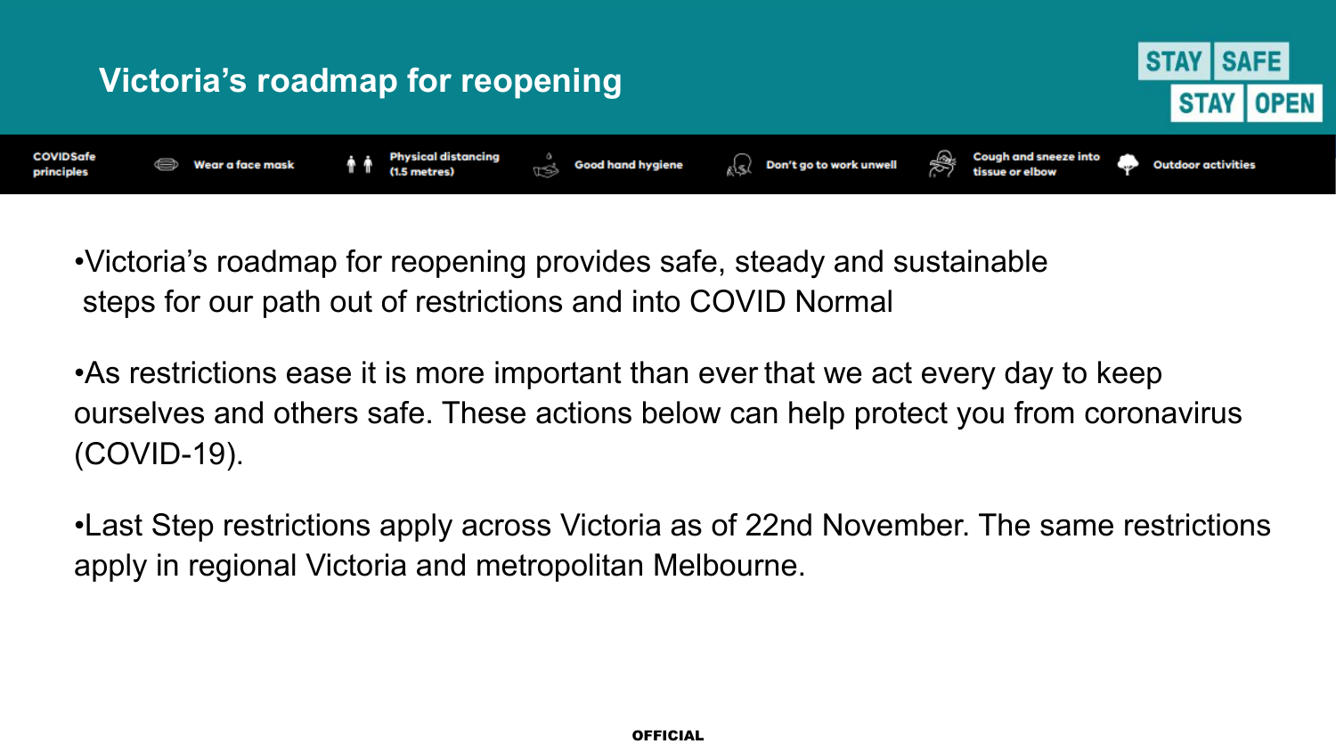# Victoria's roadmap for reopening

STAY SAFE STAY OPEN

**COVIDSafe principles** | Wear a face mask | Physical distancing (1.5 metres) | Good hand hygiene | Don't go to work unwell | Cough and sneeze into tissue or elbow | Outdoor activities

- Victoria's roadmap for reopening provides safe, steady and sustainable steps for our path out of restrictions and into COVID Normal

- As restrictions ease it is more important than ever that we act every day to keep ourselves and others safe. These actions below can help protect you from coronavirus (COVID-19).

- Last Step restrictions apply across Victoria as of 22nd November. The same restrictions apply in regional Victoria and metropolitan Melbourne.

**OFFICIAL**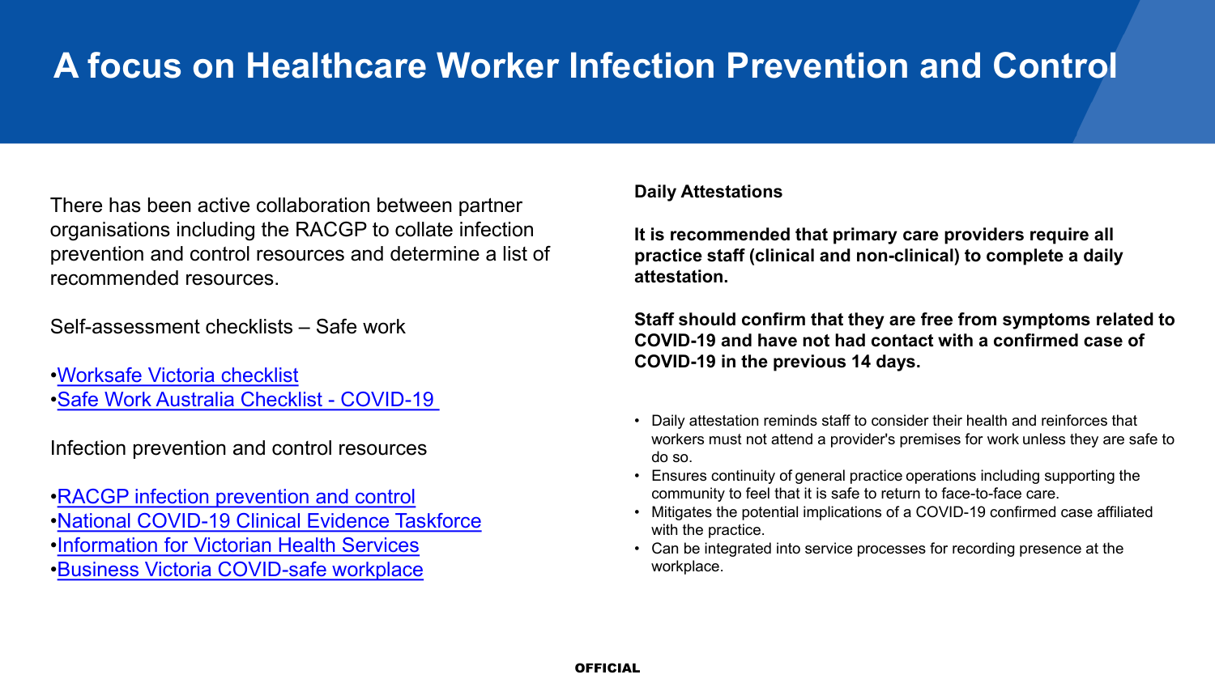# A focus on Healthcare Worker Infection Prevention and Control

There has been active collaboration between partner organisations including the RACGP to collate infection prevention and control resources and determine a list of recommended resources.

Self-assessment checklists – Safe work

- Worksafe Victoria checklist
- Safe Work Australia Checklist - COVID-19

Infection prevention and control resources

- RACGP infection prevention and control
- National COVID-19 Clinical Evidence Taskforce
- Information for Victorian Health Services
- Business Victoria COVID-safe workplace

**Daily Attestations**

**It is recommended that primary care providers require all practice staff (clinical and non-clinical) to complete a daily attestation.**

**Staff should confirm that they are free from symptoms related to COVID-19 and have not had contact with a confirmed case of COVID-19 in the previous 14 days.**

- Daily attestation reminds staff to consider their health and reinforces that workers must not attend a provider's premises for work unless they are safe to do so.
- Ensures continuity of general practice operations including supporting the community to feel that it is safe to return to face-to-face care.
- Mitigates the potential implications of a COVID-19 confirmed case affiliated with the practice.
- Can be integrated into service processes for recording presence at the workplace.

OFFICIAL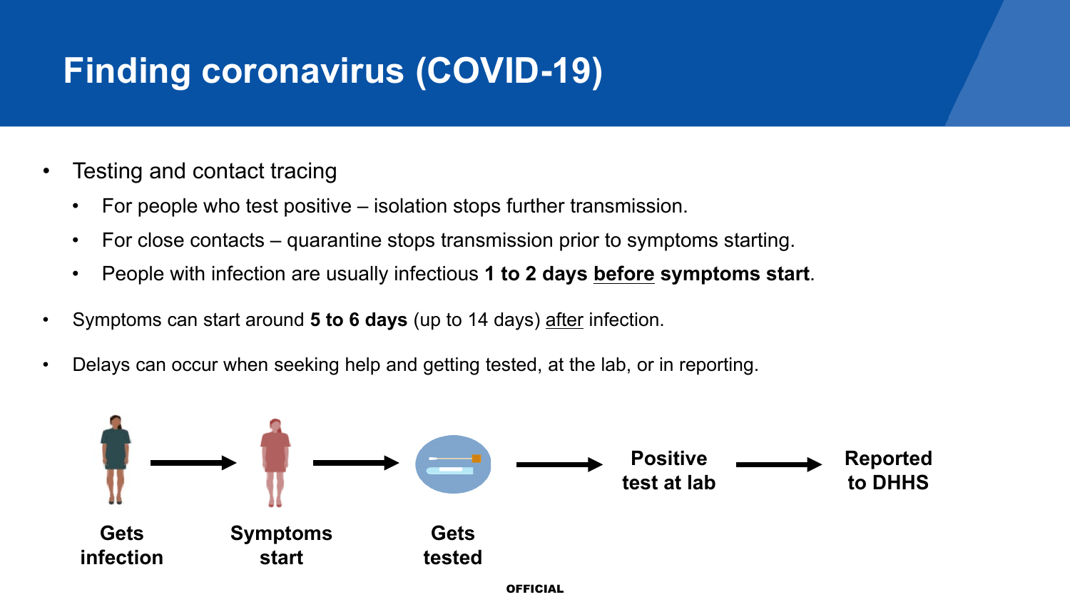# Finding coronavirus (COVID-19)

- Testing and contact tracing
  - For people who test positive – isolation stops further transmission.
  - For close contacts – quarantine stops transmission prior to symptoms starting.
  - People with infection are usually infectious **1 to 2 days before symptoms start**.
- Symptoms can start around **5 to 6 days** (up to 14 days) after infection.
- Delays can occur when seeking help and getting tested, at the lab, or in reporting.

**Gets infection** → **Symptoms start** → **Gets tested** → **Positive test at lab** → **Reported to DHHS**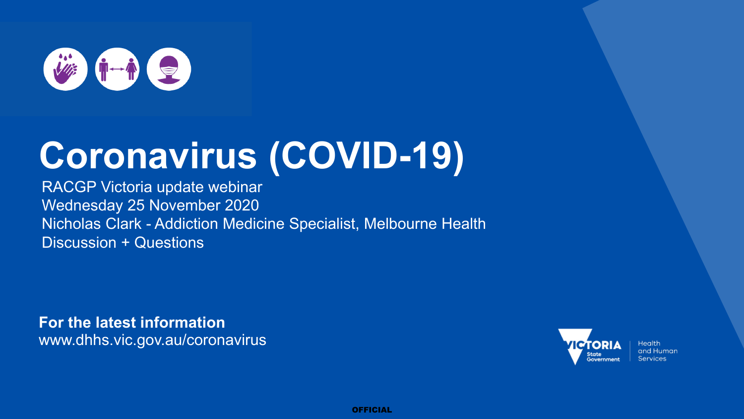# Coronavirus (COVID-19)

RACGP Victoria update webinar
Wednesday 25 November 2020
Nicholas Clark - Addiction Medicine Specialist, Melbourne Health
Discussion + Questions

**For the latest information**
www.dhhs.vic.gov.au/coronavirus

VICTORIA State Government | Health and Human Services

OFFICIAL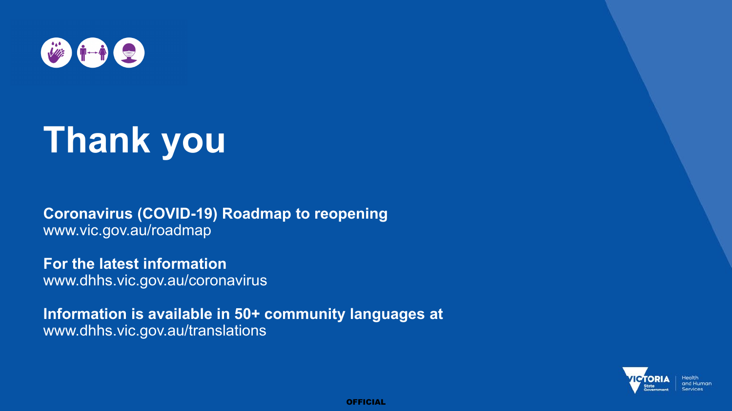# Thank you

**Coronavirus (COVID-19) Roadmap to reopening**
www.vic.gov.au/roadmap

**For the latest information**
www.dhhs.vic.gov.au/coronavirus

**Information is available in 50+ community languages at**
www.dhhs.vic.gov.au/translations

OFFICIAL